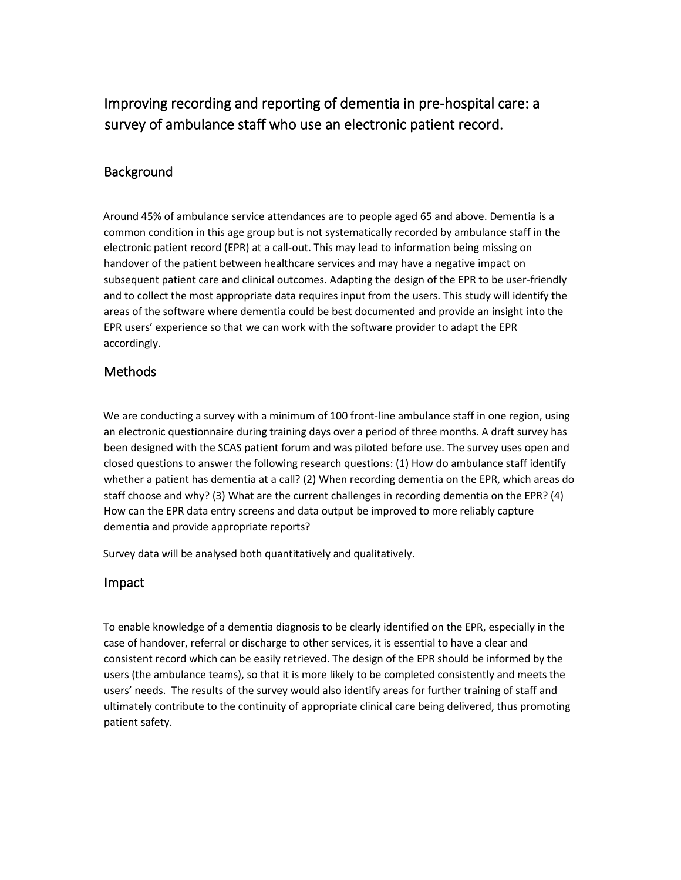# Improving recording and reporting of dementia in pre-hospital care: a survey of ambulance staff who use an electronic patient record.

## Background

Around 45% of ambulance service attendances are to people aged 65 and above. Dementia is a common condition in this age group but is not systematically recorded by ambulance staff in the electronic patient record (EPR) at a call-out. This may lead to information being missing on handover of the patient between healthcare services and may have a negative impact on subsequent patient care and clinical outcomes. Adapting the design of the EPR to be user-friendly and to collect the most appropriate data requires input from the users. This study will identify the areas of the software where dementia could be best documented and provide an insight into the EPR users' experience so that we can work with the software provider to adapt the EPR accordingly.

## Methods

We are conducting a survey with a minimum of 100 front-line ambulance staff in one region, using an electronic questionnaire during training days over a period of three months. A draft survey has been designed with the SCAS patient forum and was piloted before use. The survey uses open and closed questions to answer the following research questions: (1) How do ambulance staff identify whether a patient has dementia at a call? (2) When recording dementia on the EPR, which areas do staff choose and why? (3) What are the current challenges in recording dementia on the EPR? (4) How can the EPR data entry screens and data output be improved to more reliably capture dementia and provide appropriate reports?

Survey data will be analysed both quantitatively and qualitatively.

## Impact

To enable knowledge of a dementia diagnosis to be clearly identified on the EPR, especially in the case of handover, referral or discharge to other services, it is essential to have a clear and consistent record which can be easily retrieved. The design of the EPR should be informed by the users (the ambulance teams), so that it is more likely to be completed consistently and meets the users' needs. The results of the survey would also identify areas for further training of staff and ultimately contribute to the continuity of appropriate clinical care being delivered, thus promoting patient safety.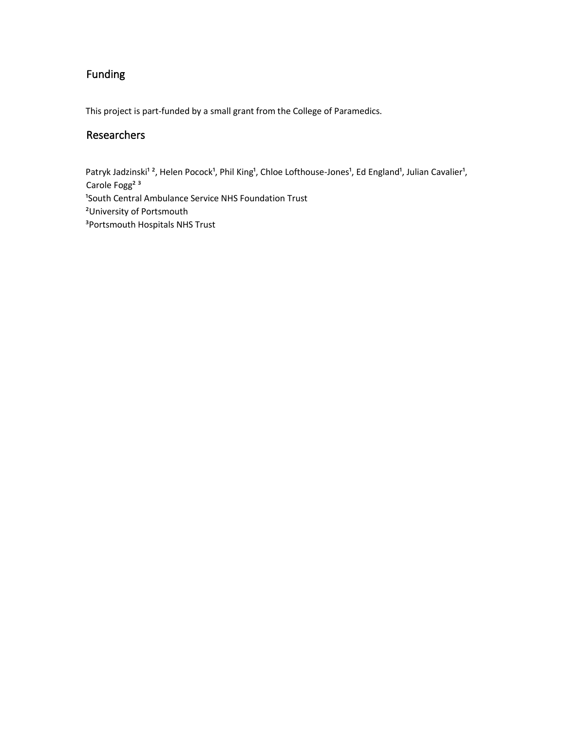## Funding

This project is part-funded by a small grant from the College of Paramedics.

## Researchers

Patryk Jadzinski[1,2], Helen Pocock[1], Phil King[1], Chloe Lofthouse-Jones[1], Ed England[1], Julian Cavalier[1], Carole Fogg[2,3]

[1]South Central Ambulance Service NHS Foundation Trust

[2]University of Portsmouth

[3]Portsmouth Hospitals NHS Trust